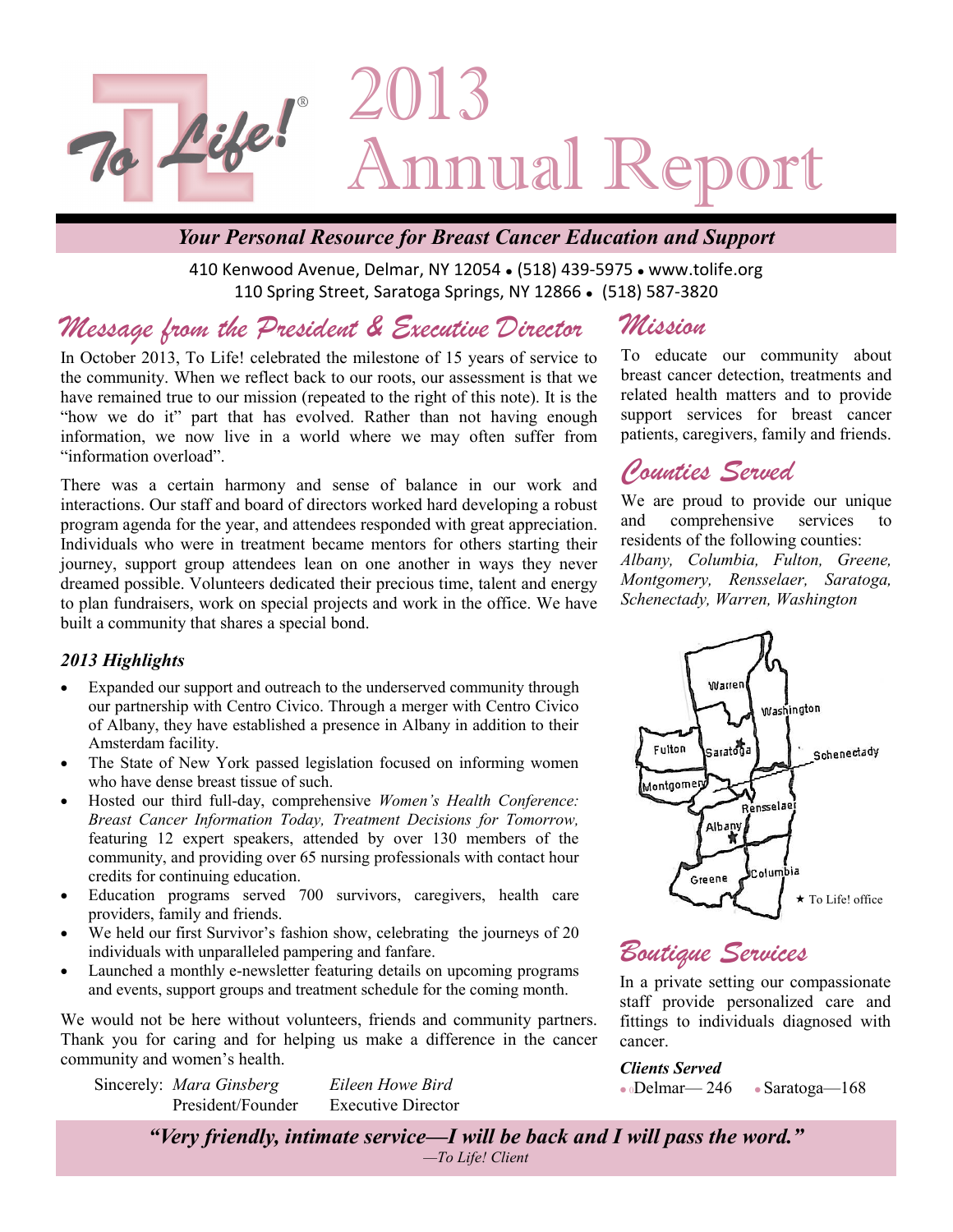# To Life! 2013 Annual Report

**_Your Personal Resource for Breast Cancer Education and Support_**

410 Kenwood Avenue, Delmar, NY 12054 • (518) 439-5975 • www.tolife.org
110 Spring Street, Saratoga Springs, NY 12866 • (518) 587-3820

## Message from the President & Executive Director

In October 2013, To Life! celebrated the milestone of 15 years of service to the community. When we reflect back to our roots, our assessment is that we have remained true to our mission (repeated to the right of this note). It is the "how we do it" part that has evolved. Rather than not having enough information, we now live in a world where we may often suffer from "information overload".

There was a certain harmony and sense of balance in our work and interactions. Our staff and board of directors worked hard developing a robust program agenda for the year, and attendees responded with great appreciation. Individuals who were in treatment became mentors for others starting their journey, support group attendees lean on one another in ways they never dreamed possible. Volunteers dedicated their precious time, talent and energy to plan fundraisers, work on special projects and work in the office. We have built a community that shares a special bond.

### *2013 Highlights*

- Expanded our support and outreach to the underserved community through our partnership with Centro Civico. Through a merger with Centro Civico of Albany, they have established a presence in Albany in addition to their Amsterdam facility.
- The State of New York passed legislation focused on informing women who have dense breast tissue of such.
- Hosted our third full-day, comprehensive *Women's Health Conference: Breast Cancer Information Today, Treatment Decisions for Tomorrow,* featuring 12 expert speakers, attended by over 130 members of the community, and providing over 65 nursing professionals with contact hour credits for continuing education.
- Education programs served 700 survivors, caregivers, health care providers, family and friends.
- We held our first Survivor's fashion show, celebrating the journeys of 20 individuals with unparalleled pampering and fanfare.
- Launched a monthly e-newsletter featuring details on upcoming programs and events, support groups and treatment schedule for the coming month.

We would not be here without volunteers, friends and community partners. Thank you for caring and for helping us make a difference in the cancer community and women's health.

Sincerely: *Mara Ginsberg*, President/Founder — *Eileen Howe Bird*, Executive Director

## Mission

To educate our community about breast cancer detection, treatments and related health matters and to provide support services for breast cancer patients, caregivers, family and friends.

## Counties Served

We are proud to provide our unique and comprehensive services to residents of the following counties:
*Albany, Columbia, Fulton, Greene, Montgomery, Rensselaer, Saratoga, Schenectady, Warren, Washington*

Warren
Washington
Fulton
Saratoga
Schenectady
Montgomery
Rensselaer
Albany
Greene
Columbia
★ To Life! office

## Boutique Services

In a private setting our compassionate staff provide personalized care and fittings to individuals diagnosed with cancer.

**_Clients Served_**

- Delmar— 246
- Saratoga—168

**_"Very friendly, intimate service—I will be back and I will pass the word."_**
*—To Life! Client*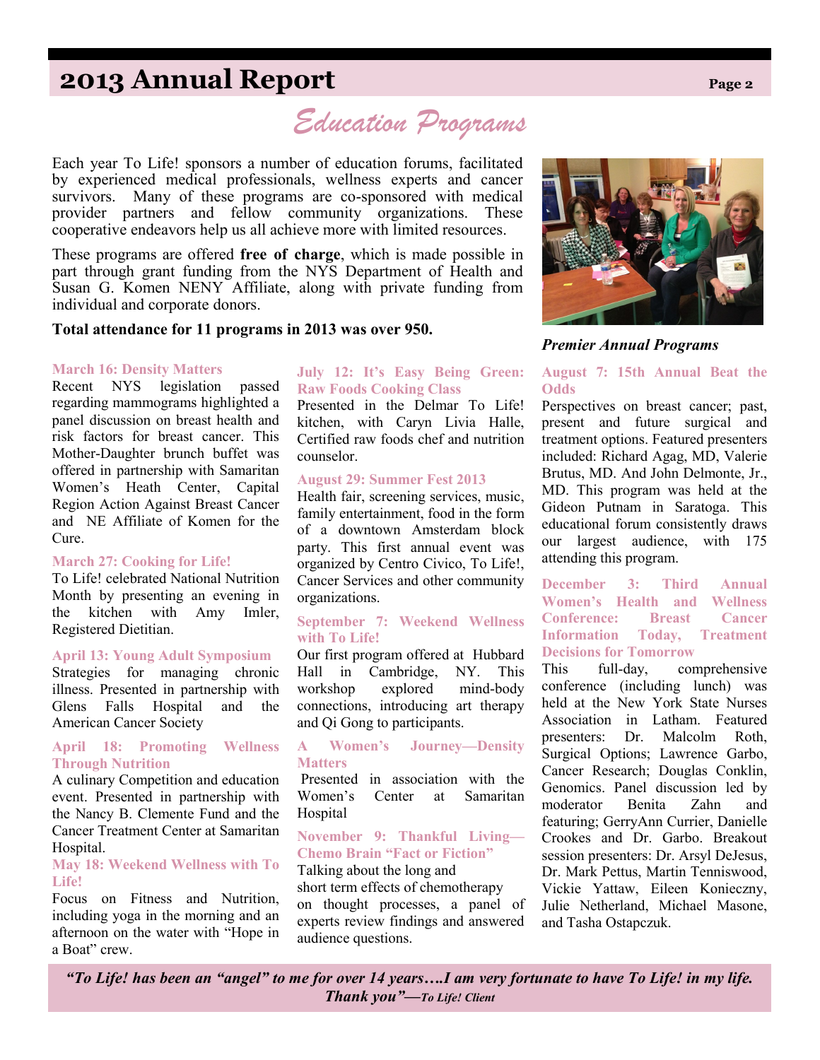## Education Programs

Each year To Life! sponsors a number of education forums, facilitated by experienced medical professionals, wellness experts and cancer survivors. Many of these programs are co-sponsored with medical provider partners and fellow community organizations. These cooperative endeavors help us all achieve more with limited resources.

These programs are offered **free of charge**, which is made possible in part through grant funding from the NYS Department of Health and Susan G. Komen NENY Affiliate, along with private funding from individual and corporate donors.

**Total attendance for 11 programs in 2013 was over 950.**

### March 16: Density Matters

Recent NYS legislation passed regarding mammograms highlighted a panel discussion on breast health and risk factors for breast cancer. This Mother-Daughter brunch buffet was offered in partnership with Samaritan Women's Heath Center, Capital Region Action Against Breast Cancer and NE Affiliate of Komen for the Cure.

### March 27: Cooking for Life!

To Life! celebrated National Nutrition Month by presenting an evening in the kitchen with Amy Imler, Registered Dietitian.

### April 13: Young Adult Symposium

Strategies for managing chronic illness. Presented in partnership with Glens Falls Hospital and the American Cancer Society

### April 18: Promoting Wellness Through Nutrition

A culinary Competition and education event. Presented in partnership with the Nancy B. Clemente Fund and the Cancer Treatment Center at Samaritan Hospital.

### May 18: Weekend Wellness with To Life!

Focus on Fitness and Nutrition, including yoga in the morning and an afternoon on the water with "Hope in a Boat" crew.

### July 12: It's Easy Being Green: Raw Foods Cooking Class

Presented in the Delmar To Life! kitchen, with Caryn Livia Halle, Certified raw foods chef and nutrition counselor.

### August 29: Summer Fest 2013

Health fair, screening services, music, family entertainment, food in the form of a downtown Amsterdam block party. This first annual event was organized by Centro Civico, To Life!, Cancer Services and other community organizations.

### September 7: Weekend Wellness with To Life!

Our first program offered at Hubbard Hall in Cambridge, NY. This workshop explored mind-body connections, introducing art therapy and Qi Gong to participants.

### A Women's Journey—Density Matters

Presented in association with the Women's Center at Samaritan Hospital

### November 9: Thankful Living—Chemo Brain "Fact or Fiction"

Talking about the long and short term effects of chemotherapy on thought processes, a panel of experts review findings and answered audience questions.

## *Premier Annual Programs*

### August 7: 15th Annual Beat the Odds

Perspectives on breast cancer; past, present and future surgical and treatment options. Featured presenters included: Richard Agag, MD, Valerie Brutus, MD. And John Delmonte, Jr., MD. This program was held at the Gideon Putnam in Saratoga. This educational forum consistently draws our largest audience, with 175 attending this program.

### December 3: Third Annual Women's Health and Wellness Conference: Breast Cancer Information Today, Treatment Decisions for Tomorrow

This full-day, comprehensive conference (including lunch) was held at the New York State Nurses Association in Latham. Featured presenters: Dr. Malcolm Roth, Surgical Options; Lawrence Garbo, Cancer Research; Douglas Conklin, Genomics. Panel discussion led by moderator Benita Zahn and featuring; GerryAnn Currier, Danielle Crookes and Dr. Garbo. Breakout session presenters: Dr. Arsyl DeJesus, Dr. Mark Pettus, Martin Tenniswood, Vickie Yattaw, Eileen Konieczny, Julie Netherland, Michael Masone, and Tasha Ostapczuk.

***"To Life! has been an "angel" to me for over 14 years….I am very fortunate to have To Life! in my life. Thank you"—To Life! Client***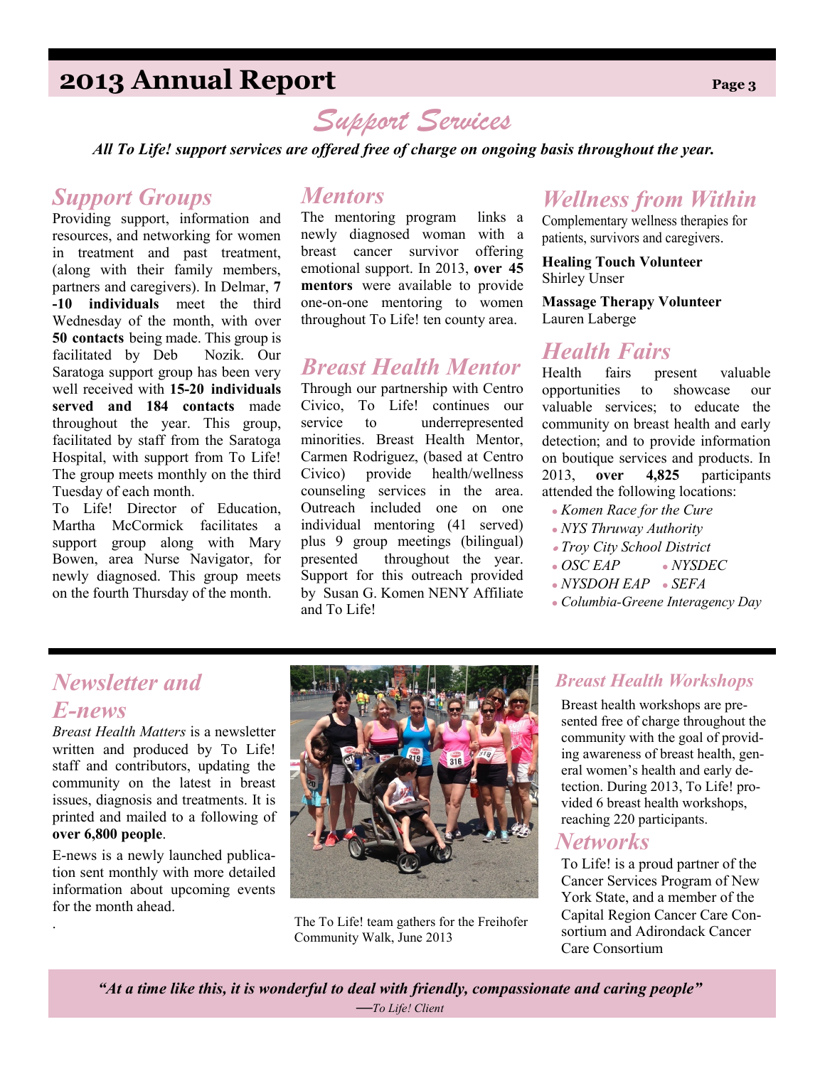# Support Services

***All To Life! support services are offered free of charge on ongoing basis throughout the year.***

## Support Groups

Providing support, information and resources, and networking for women in treatment and past treatment, (along with their family members, partners and caregivers). In Delmar, **7-10 individuals** meet the third Wednesday of the month, with over **50 contacts** being made. This group is facilitated by Deb Nozik. Our Saratoga support group has been very well received with **15-20 individuals served and 184 contacts** made throughout the year. This group, facilitated by staff from the Saratoga Hospital, with support from To Life! The group meets monthly on the third Tuesday of each month.

To Life! Director of Education, Martha McCormick facilitates a support group along with Mary Bowen, area Nurse Navigator, for newly diagnosed. This group meets on the fourth Thursday of the month.

## Mentors

The mentoring program links a newly diagnosed woman with a breast cancer survivor offering emotional support. In 2013, **over 45 mentors** were available to provide one-on-one mentoring to women throughout To Life! ten county area.

## Breast Health Mentor

Through our partnership with Centro Civico, To Life! continues our service to underrepresented minorities. Breast Health Mentor, Carmen Rodriguez, (based at Centro Civico) provide health/wellness counseling services in the area. Outreach included one on one individual mentoring (41 served) plus 9 group meetings (bilingual) presented throughout the year. Support for this outreach provided by Susan G. Komen NENY Affiliate and To Life!

## Wellness from Within

Complementary wellness therapies for patients, survivors and caregivers.

**Healing Touch Volunteer**
Shirley Unser

**Massage Therapy Volunteer**
Lauren Laberge

## Health Fairs

Health fairs present valuable opportunities to showcase our valuable services; to educate the community on breast health and early detection; and to provide information on boutique services and products. In 2013, **over 4,825** participants attended the following locations:

- *Komen Race for the Cure*
- *NYS Thruway Authority*
- *Troy City School District*
- *OSC EAP*
- *NYSDEC*
- *NYSDOH EAP*
- *SEFA*
- *Columbia-Greene Interagency Day*

## Newsletter and E-news

*Breast Health Matters* is a newsletter written and produced by To Life! staff and contributors, updating the community on the latest in breast issues, diagnosis and treatments. It is printed and mailed to a following of **over 6,800 people**.

E-news is a newly launched publication sent monthly with more detailed information about upcoming events for the month ahead.

The To Life! team gathers for the Freihofer Community Walk, June 2013

## Breast Health Workshops

Breast health workshops are presented free of charge throughout the community with the goal of providing awareness of breast health, general women's health and early detection. During 2013, To Life! provided 6 breast health workshops, reaching 220 participants.

## Networks

To Life! is a proud partner of the Cancer Services Program of New York State, and a member of the Capital Region Cancer Care Consortium and Adirondack Cancer Care Consortium

***"At a time like this, it is wonderful to deal with friendly, compassionate and caring people"***

—*To Life! Client*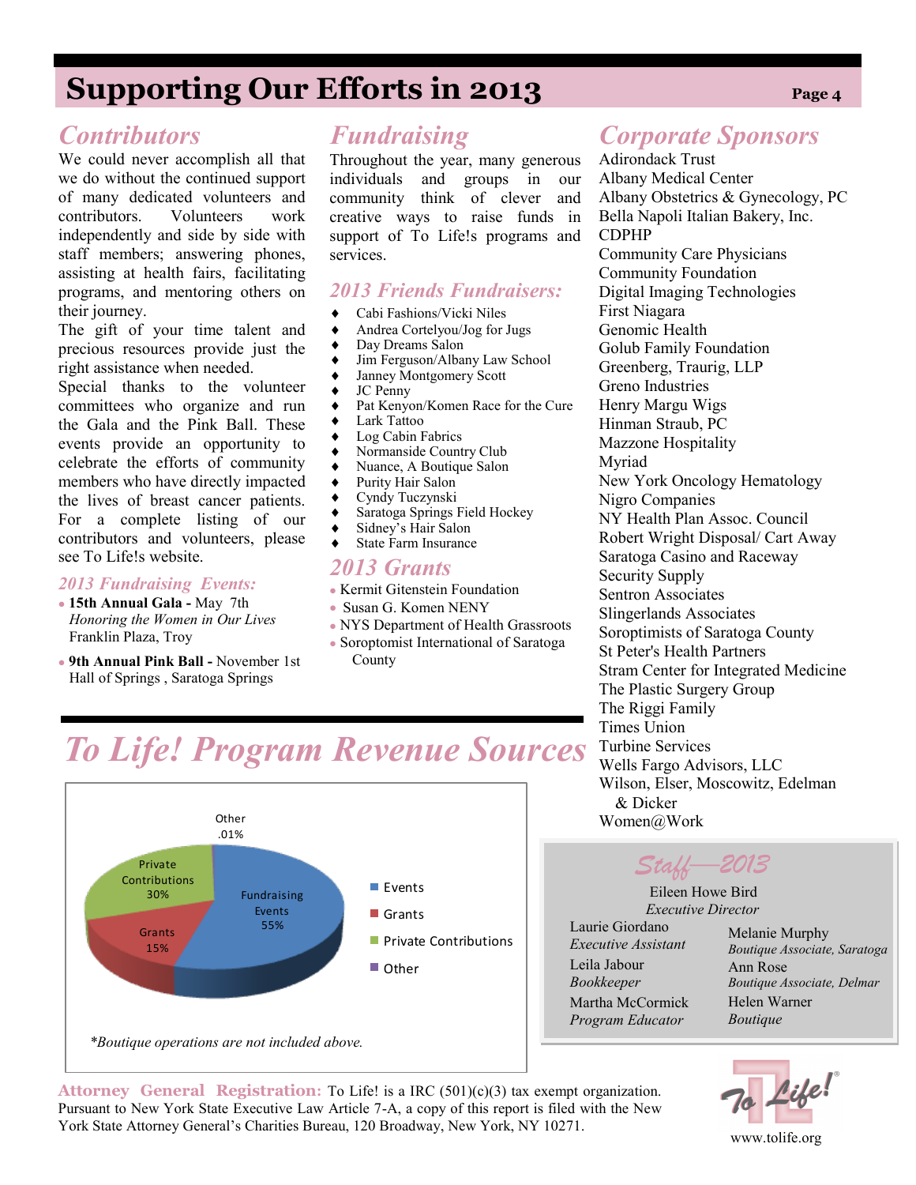# Supporting Our Efforts in 2013

## *Contributors*

We could never accomplish all that we do without the continued support of many dedicated volunteers and contributors. Volunteers work independently and side by side with staff members; answering phones, assisting at health fairs, facilitating programs, and mentoring others on their journey.

The gift of your time talent and precious resources provide just the right assistance when needed.

Special thanks to the volunteer committees who organize and run the Gala and the Pink Ball. These events provide an opportunity to celebrate the efforts of community members who have directly impacted the lives of breast cancer patients. For a complete listing of our contributors and volunteers, please see To Life!s website.

### *2013 Fundraising Events:*

- **15th Annual Gala -** May 7th
  *Honoring the Women in Our Lives*
  Franklin Plaza, Troy
- **9th Annual Pink Ball -** November 1st
  Hall of Springs , Saratoga Springs

## *Fundraising*

Throughout the year, many generous individuals and groups in our community think of clever and creative ways to raise funds in support of To Life!s programs and services.

### *2013 Friends Fundraisers:*

- Cabi Fashions/Vicki Niles
- Andrea Cortelyou/Jog for Jugs
- Day Dreams Salon
- Jim Ferguson/Albany Law School
- Janney Montgomery Scott
- JC Penny
- Pat Kenyon/Komen Race for the Cure
- Lark Tattoo
- Log Cabin Fabrics
- Normanside Country Club
- Nuance, A Boutique Salon
- Purity Hair Salon
- Cyndy Tuczynski
- Saratoga Springs Field Hockey
- Sidney's Hair Salon
- State Farm Insurance

## *2013 Grants*

- Kermit Gitenstein Foundation
- Susan G. Komen NENY
- NYS Department of Health Grassroots
- Soroptomist International of Saratoga County

## *Corporate Sponsors*

Adirondack Trust
Albany Medical Center
Albany Obstetrics & Gynecology, PC
Bella Napoli Italian Bakery, Inc.
CDPHP
Community Care Physicians
Community Foundation
Digital Imaging Technologies
First Niagara
Genomic Health
Golub Family Foundation
Greenberg, Traurig, LLP
Greno Industries
Henry Margu Wigs
Hinman Straub, PC
Mazzone Hospitality
Myriad
New York Oncology Hematology
Nigro Companies
NY Health Plan Assoc. Council
Robert Wright Disposal/ Cart Away
Saratoga Casino and Raceway
Security Supply
Sentron Associates
Slingerlands Associates
Soroptimists of Saratoga County
St Peter's Health Partners
Stram Center for Integrated Medicine
The Plastic Surgery Group
The Riggi Family
Times Union
Turbine Services
Wells Fargo Advisors, LLC
Wilson, Elser, Moscowitz, Edelman & Dicker
Women@Work

# *To Life! Program Revenue Sources*

Other .01%
Private Contributions 30%
Fundraising Events 55%
Grants 15%

Events
Grants
Private Contributions
Other

*\*Boutique operations are not included above.*

## *Staff—2013*

Eileen Howe Bird
*Executive Director*

Laurie Giordano
*Executive Assistant*

Leila Jabour
*Bookkeeper*

Martha McCormick
*Program Educator*

Melanie Murphy
*Boutique Associate, Saratoga*

Ann Rose
*Boutique Associate, Delmar*

Helen Warner
*Boutique*

**Attorney General Registration:** To Life! is a IRC (501)(c)(3) tax exempt organization. Pursuant to New York State Executive Law Article 7-A, a copy of this report is filed with the New York State Attorney General's Charities Bureau, 120 Broadway, New York, NY 10271.

To Life!®
www.tolife.org